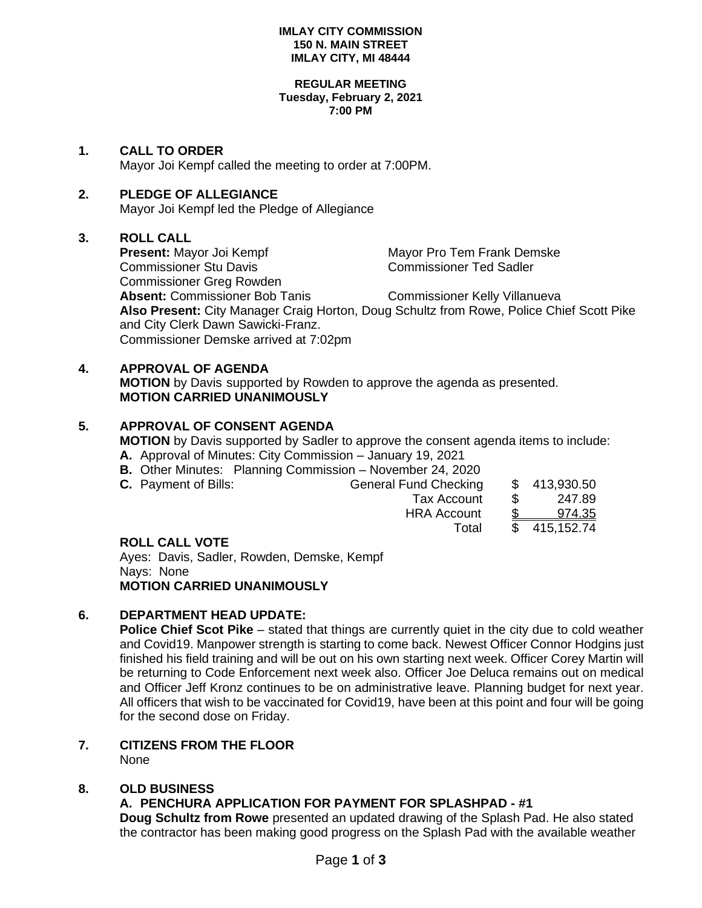**IMLAY CITY COMMISSION**
**150 N. MAIN STREET**
**IMLAY CITY, MI 48444**

**REGULAR MEETING**
**Tuesday, February 2, 2021**
**7:00 PM**

## 1. CALL TO ORDER

Mayor Joi Kempf called the meeting to order at 7:00PM.

## 2. PLEDGE OF ALLEGIANCE

Mayor Joi Kempf led the Pledge of Allegiance

## 3. ROLL CALL

**Present:** Mayor Joi Kempf, Mayor Pro Tem Frank Demske, Commissioner Stu Davis, Commissioner Ted Sadler, Commissioner Greg Rowden

**Absent:** Commissioner Bob Tanis, Commissioner Kelly Villanueva

**Also Present:** City Manager Craig Horton, Doug Schultz from Rowe, Police Chief Scott Pike and City Clerk Dawn Sawicki-Franz.

Commissioner Demske arrived at 7:02pm

## 4. APPROVAL OF AGENDA

**MOTION** by Davis supported by Rowden to approve the agenda as presented.
**MOTION CARRIED UNANIMOUSLY**

## 5. APPROVAL OF CONSENT AGENDA

**MOTION** by Davis supported by Sadler to approve the consent agenda items to include:

**A.** Approval of Minutes: City Commission – January 19, 2021
**B.** Other Minutes: Planning Commission – November 24, 2020
**C.** Payment of Bills:

| | | |
|---|---|---|
| General Fund Checking | $ | 413,930.50 |
| Tax Account | $ | 247.89 |
| HRA Account | $ | 974.35 |
| Total | $ | 415,152.74 |

**ROLL CALL VOTE**

Ayes: Davis, Sadler, Rowden, Demske, Kempf
Nays: None
**MOTION CARRIED UNANIMOUSLY**

## 6. DEPARTMENT HEAD UPDATE:

**Police Chief Scot Pike** – stated that things are currently quiet in the city due to cold weather and Covid19. Manpower strength is starting to come back. Newest Officer Connor Hodgins just finished his field training and will be out on his own starting next week. Officer Corey Martin will be returning to Code Enforcement next week also. Officer Joe Deluca remains out on medical and Officer Jeff Kronz continues to be on administrative leave. Planning budget for next year. All officers that wish to be vaccinated for Covid19, have been at this point and four will be going for the second dose on Friday.

## 7. CITIZENS FROM THE FLOOR

None

## 8. OLD BUSINESS

**A. PENCHURA APPLICATION FOR PAYMENT FOR SPLASHPAD - #1**

**Doug Schultz from Rowe** presented an updated drawing of the Splash Pad. He also stated the contractor has been making good progress on the Splash Pad with the available weather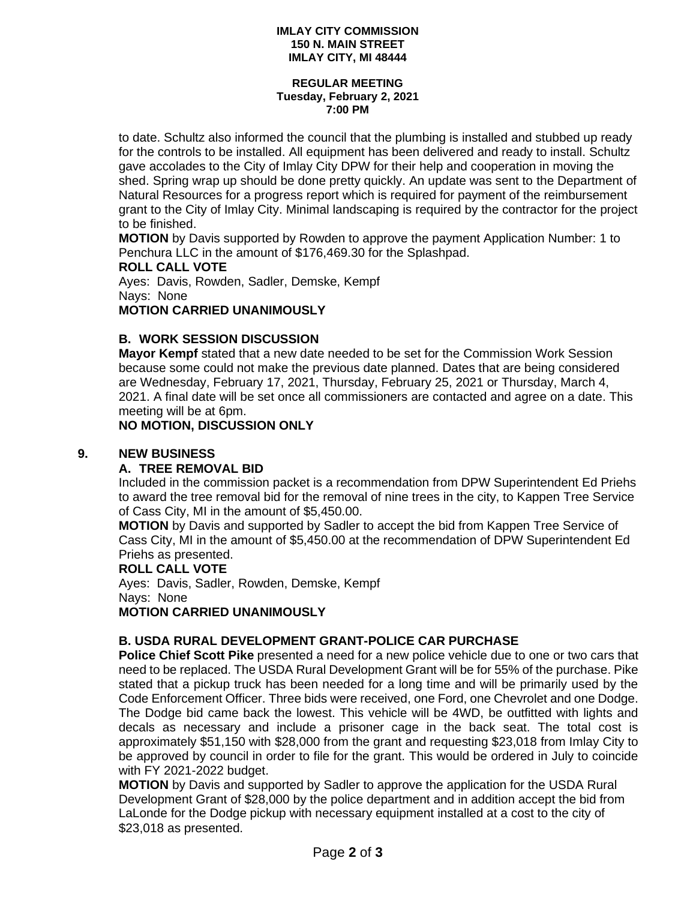to date. Schultz also informed the council that the plumbing is installed and stubbed up ready for the controls to be installed. All equipment has been delivered and ready to install. Schultz gave accolades to the City of Imlay City DPW for their help and cooperation in moving the shed. Spring wrap up should be done pretty quickly. An update was sent to the Department of Natural Resources for a progress report which is required for payment of the reimbursement grant to the City of Imlay City. Minimal landscaping is required by the contractor for the project to be finished.

**MOTION** by Davis supported by Rowden to approve the payment Application Number: 1 to Penchura LLC in the amount of $176,469.30 for the Splashpad.

**ROLL CALL VOTE**

Ayes: Davis, Rowden, Sadler, Demske, Kempf
Nays: None

**MOTION CARRIED UNANIMOUSLY**

### B. WORK SESSION DISCUSSION

**Mayor Kempf** stated that a new date needed to be set for the Commission Work Session because some could not make the previous date planned. Dates that are being considered are Wednesday, February 17, 2021, Thursday, February 25, 2021 or Thursday, March 4, 2021. A final date will be set once all commissioners are contacted and agree on a date. This meeting will be at 6pm.

**NO MOTION, DISCUSSION ONLY**

## 9. NEW BUSINESS

### A. TREE REMOVAL BID

Included in the commission packet is a recommendation from DPW Superintendent Ed Priehs to award the tree removal bid for the removal of nine trees in the city, to Kappen Tree Service of Cass City, MI in the amount of $5,450.00.

**MOTION** by Davis and supported by Sadler to accept the bid from Kappen Tree Service of Cass City, MI in the amount of $5,450.00 at the recommendation of DPW Superintendent Ed Priehs as presented.

**ROLL CALL VOTE**

Ayes: Davis, Sadler, Rowden, Demske, Kempf
Nays: None

**MOTION CARRIED UNANIMOUSLY**

### B. USDA RURAL DEVELOPMENT GRANT-POLICE CAR PURCHASE

**Police Chief Scott Pike** presented a need for a new police vehicle due to one or two cars that need to be replaced. The USDA Rural Development Grant will be for 55% of the purchase. Pike stated that a pickup truck has been needed for a long time and will be primarily used by the Code Enforcement Officer. Three bids were received, one Ford, one Chevrolet and one Dodge. The Dodge bid came back the lowest. This vehicle will be 4WD, be outfitted with lights and decals as necessary and include a prisoner cage in the back seat. The total cost is approximately $51,150 with $28,000 from the grant and requesting $23,018 from Imlay City to be approved by council in order to file for the grant. This would be ordered in July to coincide with FY 2021-2022 budget.

**MOTION** by Davis and supported by Sadler to approve the application for the USDA Rural Development Grant of $28,000 by the police department and in addition accept the bid from LaLonde for the Dodge pickup with necessary equipment installed at a cost to the city of $23,018 as presented.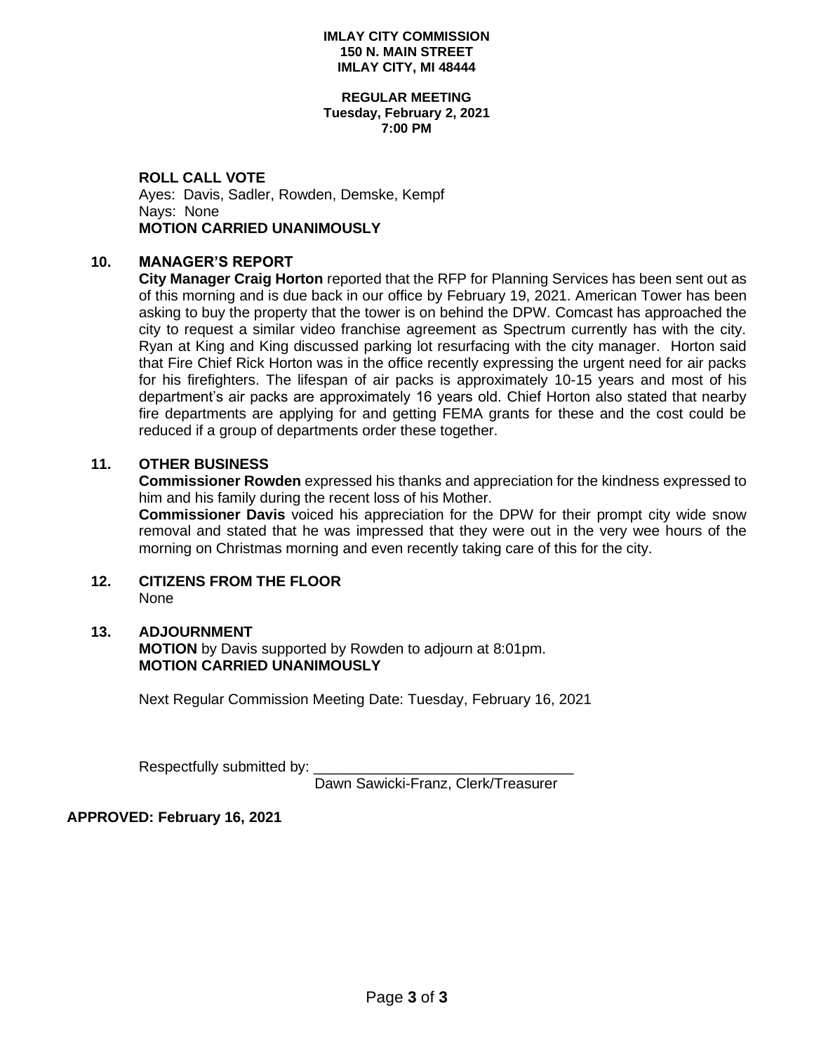**IMLAY CITY COMMISSION**
**150 N. MAIN STREET**
**IMLAY CITY, MI 48444**

**REGULAR MEETING**
**Tuesday, February 2, 2021**
**7:00 PM**

**ROLL CALL VOTE**
Ayes: Davis, Sadler, Rowden, Demske, Kempf
Nays: None
**MOTION CARRIED UNANIMOUSLY**

## 10. MANAGER'S REPORT

**City Manager Craig Horton** reported that the RFP for Planning Services has been sent out as of this morning and is due back in our office by February 19, 2021. American Tower has been asking to buy the property that the tower is on behind the DPW. Comcast has approached the city to request a similar video franchise agreement as Spectrum currently has with the city. Ryan at King and King discussed parking lot resurfacing with the city manager. Horton said that Fire Chief Rick Horton was in the office recently expressing the urgent need for air packs for his firefighters. The lifespan of air packs is approximately 10-15 years and most of his department's air packs are approximately 16 years old. Chief Horton also stated that nearby fire departments are applying for and getting FEMA grants for these and the cost could be reduced if a group of departments order these together.

## 11. OTHER BUSINESS

**Commissioner Rowden** expressed his thanks and appreciation for the kindness expressed to him and his family during the recent loss of his Mother.

**Commissioner Davis** voiced his appreciation for the DPW for their prompt city wide snow removal and stated that he was impressed that they were out in the very wee hours of the morning on Christmas morning and even recently taking care of this for the city.

## 12. CITIZENS FROM THE FLOOR

None

## 13. ADJOURNMENT

**MOTION** by Davis supported by Rowden to adjourn at 8:01pm.
**MOTION CARRIED UNANIMOUSLY**

Next Regular Commission Meeting Date: Tuesday, February 16, 2021

Respectfully submitted by: ________________________________
Dawn Sawicki-Franz, Clerk/Treasurer

**APPROVED: February 16, 2021**